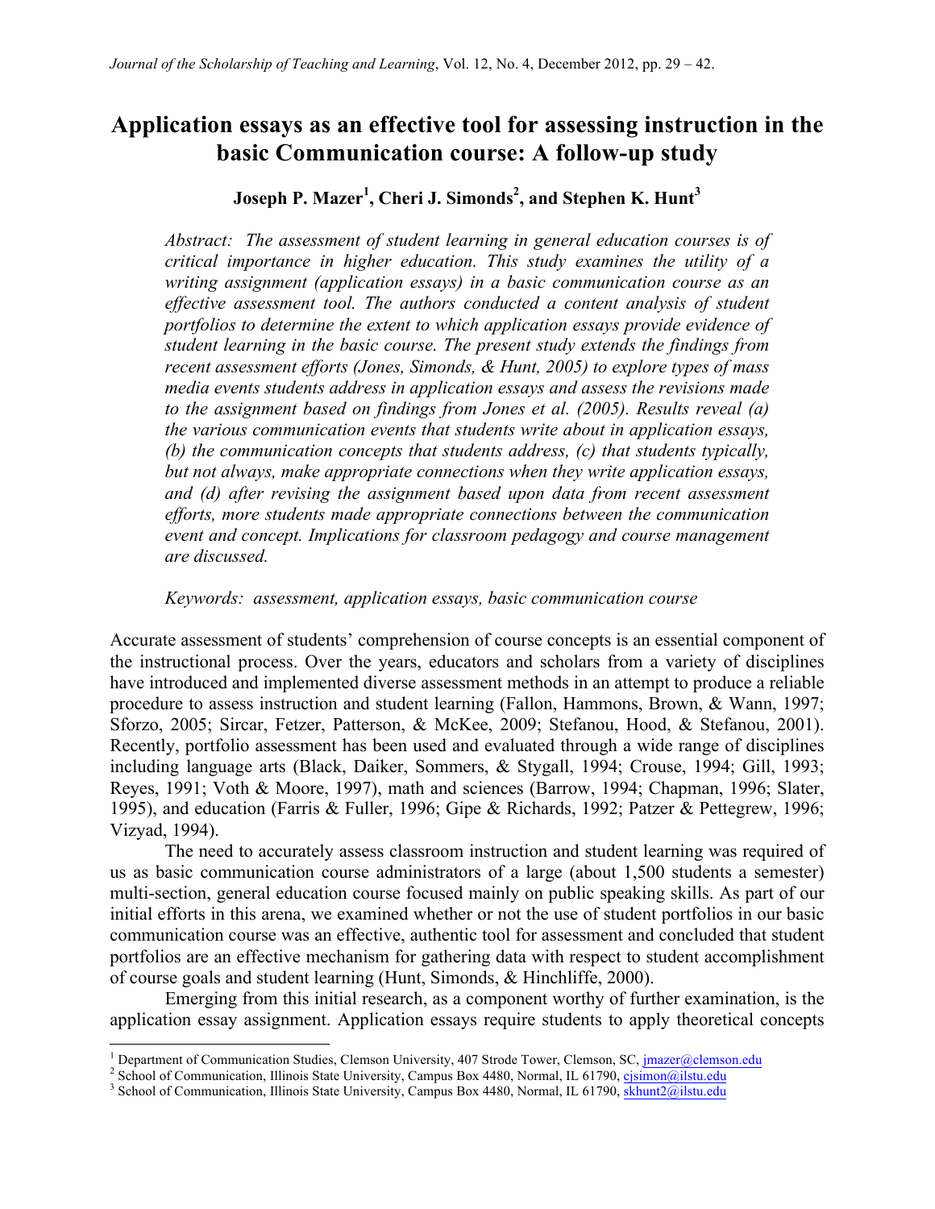# Application essays as an effective tool for assessing instruction in the basic Communication course: A follow-up study

**Joseph P. Mazer[1], Cheri J. Simonds[2], and Stephen K. Hunt[3]**

*Abstract: The assessment of student learning in general education courses is of critical importance in higher education. This study examines the utility of a writing assignment (application essays) in a basic communication course as an effective assessment tool. The authors conducted a content analysis of student portfolios to determine the extent to which application essays provide evidence of student learning in the basic course. The present study extends the findings from recent assessment efforts (Jones, Simonds, & Hunt, 2005) to explore types of mass media events students address in application essays and assess the revisions made to the assignment based on findings from Jones et al. (2005). Results reveal (a) the various communication events that students write about in application essays, (b) the communication concepts that students address, (c) that students typically, but not always, make appropriate connections when they write application essays, and (d) after revising the assignment based upon data from recent assessment efforts, more students made appropriate connections between the communication event and concept. Implications for classroom pedagogy and course management are discussed.*

*Keywords: assessment, application essays, basic communication course*

Accurate assessment of students' comprehension of course concepts is an essential component of the instructional process. Over the years, educators and scholars from a variety of disciplines have introduced and implemented diverse assessment methods in an attempt to produce a reliable procedure to assess instruction and student learning (Fallon, Hammons, Brown, & Wann, 1997; Sforzo, 2005; Sircar, Fetzer, Patterson, & McKee, 2009; Stefanou, Hood, & Stefanou, 2001). Recently, portfolio assessment has been used and evaluated through a wide range of disciplines including language arts (Black, Daiker, Sommers, & Stygall, 1994; Crouse, 1994; Gill, 1993; Reyes, 1991; Voth & Moore, 1997), math and sciences (Barrow, 1994; Chapman, 1996; Slater, 1995), and education (Farris & Fuller, 1996; Gipe & Richards, 1992; Patzer & Pettegrew, 1996; Vizyad, 1994).

The need to accurately assess classroom instruction and student learning was required of us as basic communication course administrators of a large (about 1,500 students a semester) multi-section, general education course focused mainly on public speaking skills. As part of our initial efforts in this arena, we examined whether or not the use of student portfolios in our basic communication course was an effective, authentic tool for assessment and concluded that student portfolios are an effective mechanism for gathering data with respect to student accomplishment of course goals and student learning (Hunt, Simonds, & Hinchliffe, 2000).

Emerging from this initial research, as a component worthy of further examination, is the application essay assignment. Application essays require students to apply theoretical concepts

[1] Department of Communication Studies, Clemson University, 407 Strode Tower, Clemson, SC, jmazer@clemson.edu
[2] School of Communication, Illinois State University, Campus Box 4480, Normal, IL 61790, cjsimon@ilstu.edu
[3] School of Communication, Illinois State University, Campus Box 4480, Normal, IL 61790, skhunt2@ilstu.edu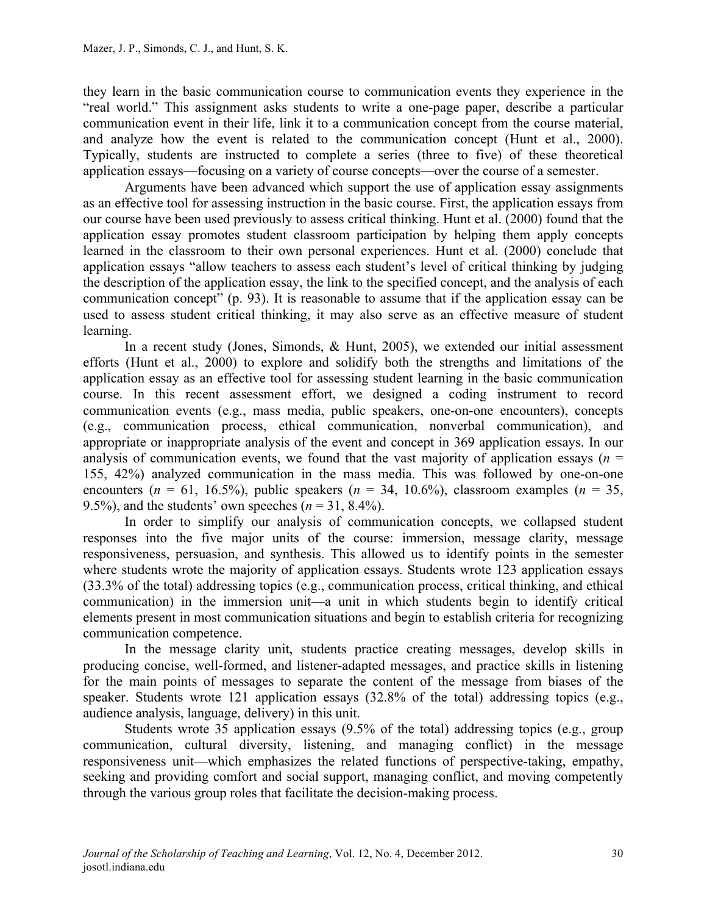they learn in the basic communication course to communication events they experience in the "real world." This assignment asks students to write a one-page paper, describe a particular communication event in their life, link it to a communication concept from the course material, and analyze how the event is related to the communication concept (Hunt et al., 2000). Typically, students are instructed to complete a series (three to five) of these theoretical application essays—focusing on a variety of course concepts—over the course of a semester.

Arguments have been advanced which support the use of application essay assignments as an effective tool for assessing instruction in the basic course. First, the application essays from our course have been used previously to assess critical thinking. Hunt et al. (2000) found that the application essay promotes student classroom participation by helping them apply concepts learned in the classroom to their own personal experiences. Hunt et al. (2000) conclude that application essays "allow teachers to assess each student's level of critical thinking by judging the description of the application essay, the link to the specified concept, and the analysis of each communication concept" (p. 93). It is reasonable to assume that if the application essay can be used to assess student critical thinking, it may also serve as an effective measure of student learning.

In a recent study (Jones, Simonds, & Hunt, 2005), we extended our initial assessment efforts (Hunt et al., 2000) to explore and solidify both the strengths and limitations of the application essay as an effective tool for assessing student learning in the basic communication course. In this recent assessment effort, we designed a coding instrument to record communication events (e.g., mass media, public speakers, one-on-one encounters), concepts (e.g., communication process, ethical communication, nonverbal communication), and appropriate or inappropriate analysis of the event and concept in 369 application essays. In our analysis of communication events, we found that the vast majority of application essays ($n$ = 155, 42%) analyzed communication in the mass media. This was followed by one-on-one encounters ($n$ = 61, 16.5%), public speakers ($n$ = 34, 10.6%), classroom examples ($n$ = 35, 9.5%), and the students' own speeches ($n$ = 31, 8.4%).

In order to simplify our analysis of communication concepts, we collapsed student responses into the five major units of the course: immersion, message clarity, message responsiveness, persuasion, and synthesis. This allowed us to identify points in the semester where students wrote the majority of application essays. Students wrote 123 application essays (33.3% of the total) addressing topics (e.g., communication process, critical thinking, and ethical communication) in the immersion unit—a unit in which students begin to identify critical elements present in most communication situations and begin to establish criteria for recognizing communication competence.

In the message clarity unit, students practice creating messages, develop skills in producing concise, well-formed, and listener-adapted messages, and practice skills in listening for the main points of messages to separate the content of the message from biases of the speaker. Students wrote 121 application essays (32.8% of the total) addressing topics (e.g., audience analysis, language, delivery) in this unit.

Students wrote 35 application essays (9.5% of the total) addressing topics (e.g., group communication, cultural diversity, listening, and managing conflict) in the message responsiveness unit—which emphasizes the related functions of perspective-taking, empathy, seeking and providing comfort and social support, managing conflict, and moving competently through the various group roles that facilitate the decision-making process.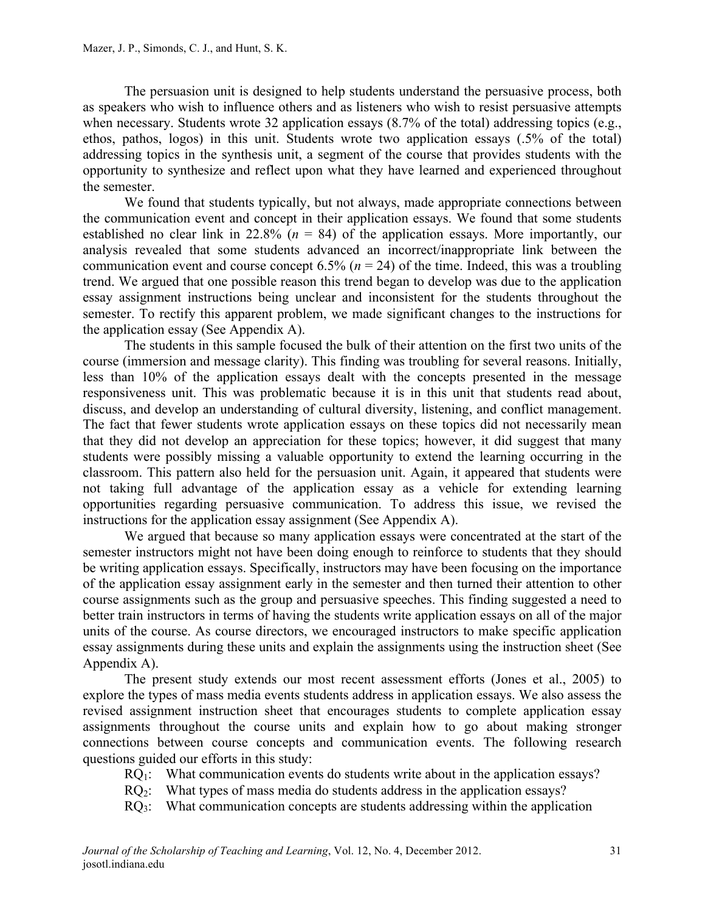The persuasion unit is designed to help students understand the persuasive process, both as speakers who wish to influence others and as listeners who wish to resist persuasive attempts when necessary. Students wrote 32 application essays (8.7% of the total) addressing topics (e.g., ethos, pathos, logos) in this unit. Students wrote two application essays (.5% of the total) addressing topics in the synthesis unit, a segment of the course that provides students with the opportunity to synthesize and reflect upon what they have learned and experienced throughout the semester.

We found that students typically, but not always, made appropriate connections between the communication event and concept in their application essays. We found that some students established no clear link in 22.8% ($n$ = 84) of the application essays. More importantly, our analysis revealed that some students advanced an incorrect/inappropriate link between the communication event and course concept 6.5% ($n$ = 24) of the time. Indeed, this was a troubling trend. We argued that one possible reason this trend began to develop was due to the application essay assignment instructions being unclear and inconsistent for the students throughout the semester. To rectify this apparent problem, we made significant changes to the instructions for the application essay (See Appendix A).

The students in this sample focused the bulk of their attention on the first two units of the course (immersion and message clarity). This finding was troubling for several reasons. Initially, less than 10% of the application essays dealt with the concepts presented in the message responsiveness unit. This was problematic because it is in this unit that students read about, discuss, and develop an understanding of cultural diversity, listening, and conflict management. The fact that fewer students wrote application essays on these topics did not necessarily mean that they did not develop an appreciation for these topics; however, it did suggest that many students were possibly missing a valuable opportunity to extend the learning occurring in the classroom. This pattern also held for the persuasion unit. Again, it appeared that students were not taking full advantage of the application essay as a vehicle for extending learning opportunities regarding persuasive communication. To address this issue, we revised the instructions for the application essay assignment (See Appendix A).

We argued that because so many application essays were concentrated at the start of the semester instructors might not have been doing enough to reinforce to students that they should be writing application essays. Specifically, instructors may have been focusing on the importance of the application essay assignment early in the semester and then turned their attention to other course assignments such as the group and persuasive speeches. This finding suggested a need to better train instructors in terms of having the students write application essays on all of the major units of the course. As course directors, we encouraged instructors to make specific application essay assignments during these units and explain the assignments using the instruction sheet (See Appendix A).

The present study extends our most recent assessment efforts (Jones et al., 2005) to explore the types of mass media events students address in application essays. We also assess the revised assignment instruction sheet that encourages students to complete application essay assignments throughout the course units and explain how to go about making stronger connections between course concepts and communication events. The following research questions guided our efforts in this study:

$RQ_1$: What communication events do students write about in the application essays?

$RQ_2$: What types of mass media do students address in the application essays?

$RQ_3$: What communication concepts are students addressing within the application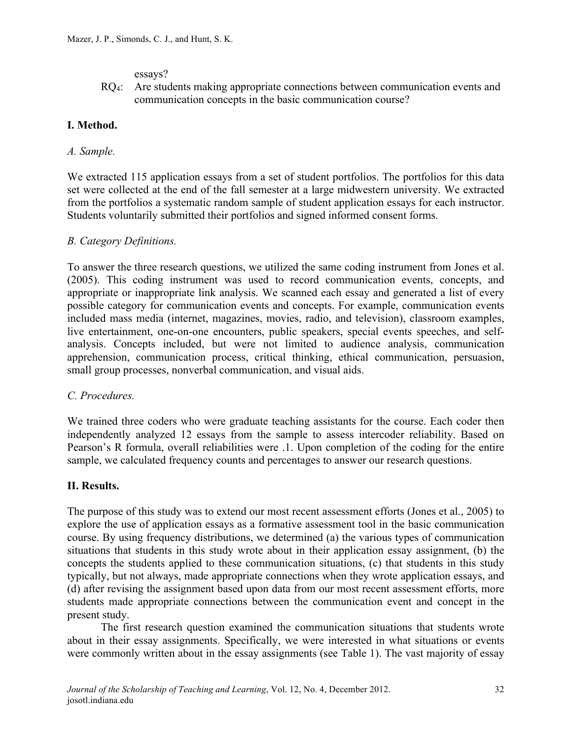essays?

RQ$_4$: Are students making appropriate connections between communication events and communication concepts in the basic communication course?

## I. Method.

### *A. Sample.*

We extracted 115 application essays from a set of student portfolios. The portfolios for this data set were collected at the end of the fall semester at a large midwestern university. We extracted from the portfolios a systematic random sample of student application essays for each instructor. Students voluntarily submitted their portfolios and signed informed consent forms.

### *B. Category Definitions.*

To answer the three research questions, we utilized the same coding instrument from Jones et al. (2005). This coding instrument was used to record communication events, concepts, and appropriate or inappropriate link analysis. We scanned each essay and generated a list of every possible category for communication events and concepts. For example, communication events included mass media (internet, magazines, movies, radio, and television), classroom examples, live entertainment, one-on-one encounters, public speakers, special events speeches, and self-analysis. Concepts included, but were not limited to audience analysis, communication apprehension, communication process, critical thinking, ethical communication, persuasion, small group processes, nonverbal communication, and visual aids.

### *C. Procedures.*

We trained three coders who were graduate teaching assistants for the course. Each coder then independently analyzed 12 essays from the sample to assess intercoder reliability. Based on Pearson's R formula, overall reliabilities were .1. Upon completion of the coding for the entire sample, we calculated frequency counts and percentages to answer our research questions.

## II. Results.

The purpose of this study was to extend our most recent assessment efforts (Jones et al., 2005) to explore the use of application essays as a formative assessment tool in the basic communication course. By using frequency distributions, we determined (a) the various types of communication situations that students in this study wrote about in their application essay assignment, (b) the concepts the students applied to these communication situations, (c) that students in this study typically, but not always, made appropriate connections when they wrote application essays, and (d) after revising the assignment based upon data from our most recent assessment efforts, more students made appropriate connections between the communication event and concept in the present study.

The first research question examined the communication situations that students wrote about in their essay assignments. Specifically, we were interested in what situations or events were commonly written about in the essay assignments (see Table 1). The vast majority of essay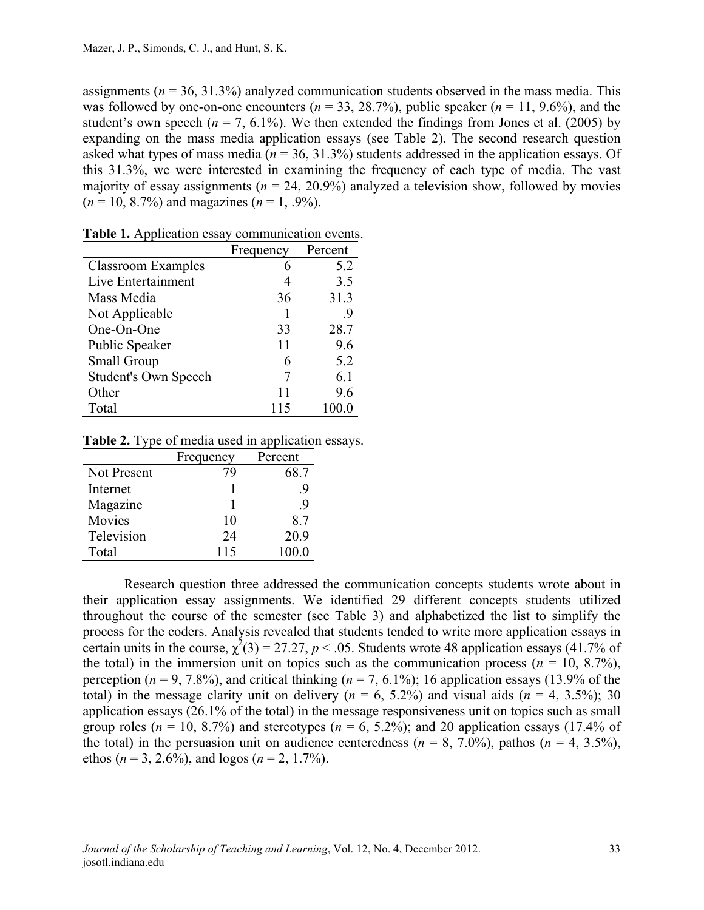assignments (*n* = 36, 31.3%) analyzed communication students observed in the mass media. This was followed by one-on-one encounters (*n* = 33, 28.7%), public speaker (*n* = 11, 9.6%), and the student's own speech (*n* = 7, 6.1%). We then extended the findings from Jones et al. (2005) by expanding on the mass media application essays (see Table 2). The second research question asked what types of mass media (*n* = 36, 31.3%) students addressed in the application essays. Of this 31.3%, we were interested in examining the frequency of each type of media. The vast majority of essay assignments (*n* = 24, 20.9%) analyzed a television show, followed by movies (*n* = 10, 8.7%) and magazines (*n* = 1, .9%).

**Table 1.** Application essay communication events.

| | Frequency | Percent |
|---|---|---|
| Classroom Examples | 6 | 5.2 |
| Live Entertainment | 4 | 3.5 |
| Mass Media | 36 | 31.3 |
| Not Applicable | 1 | .9 |
| One-On-One | 33 | 28.7 |
| Public Speaker | 11 | 9.6 |
| Small Group | 6 | 5.2 |
| Student's Own Speech | 7 | 6.1 |
| Other | 11 | 9.6 |
| Total | 115 | 100.0 |

**Table 2.** Type of media used in application essays.

| | Frequency | Percent |
|---|---|---|
| Not Present | 79 | 68.7 |
| Internet | 1 | .9 |
| Magazine | 1 | .9 |
| Movies | 10 | 8.7 |
| Television | 24 | 20.9 |
| Total | 115 | 100.0 |

Research question three addressed the communication concepts students wrote about in their application essay assignments. We identified 29 different concepts students utilized throughout the course of the semester (see Table 3) and alphabetized the list to simplify the process for the coders. Analysis revealed that students tended to write more application essays in certain units in the course, $\chi^2(3) = 27.27$, $p < .05$. Students wrote 48 application essays (41.7% of the total) in the immersion unit on topics such as the communication process (*n* = 10, 8.7%), perception (*n* = 9, 7.8%), and critical thinking (*n* = 7, 6.1%); 16 application essays (13.9% of the total) in the message clarity unit on delivery (*n* = 6, 5.2%) and visual aids (*n* = 4, 3.5%); 30 application essays (26.1% of the total) in the message responsiveness unit on topics such as small group roles (*n* = 10, 8.7%) and stereotypes (*n* = 6, 5.2%); and 20 application essays (17.4% of the total) in the persuasion unit on audience centeredness (*n* = 8, 7.0%), pathos (*n* = 4, 3.5%), ethos (*n* = 3, 2.6%), and logos (*n* = 2, 1.7%).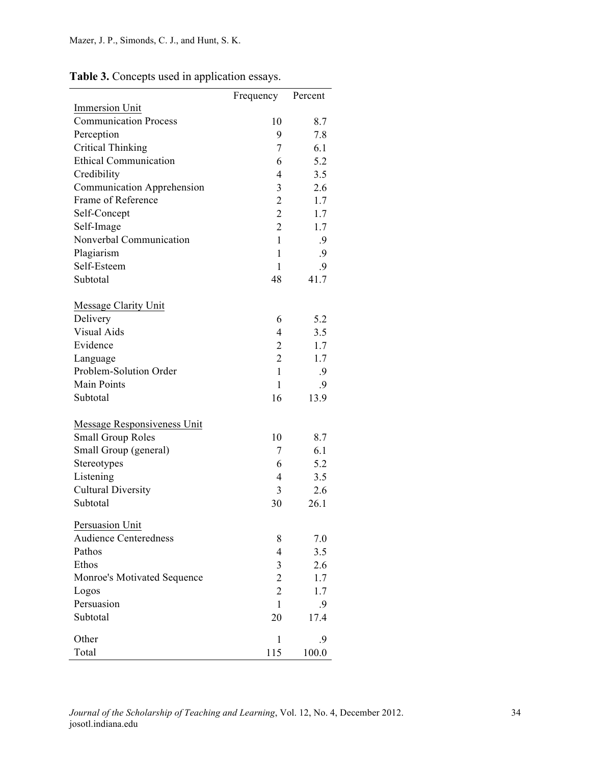**Table 3.** Concepts used in application essays.

| | Frequency | Percent |
|---|---|---|
| Immersion Unit | | |
| Communication Process | 10 | 8.7 |
| Perception | 9 | 7.8 |
| Critical Thinking | 7 | 6.1 |
| Ethical Communication | 6 | 5.2 |
| Credibility | 4 | 3.5 |
| Communication Apprehension | 3 | 2.6 |
| Frame of Reference | 2 | 1.7 |
| Self-Concept | 2 | 1.7 |
| Self-Image | 2 | 1.7 |
| Nonverbal Communication | 1 | .9 |
| Plagiarism | 1 | .9 |
| Self-Esteem | 1 | .9 |
| Subtotal | 48 | 41.7 |
| Message Clarity Unit | | |
| Delivery | 6 | 5.2 |
| Visual Aids | 4 | 3.5 |
| Evidence | 2 | 1.7 |
| Language | 2 | 1.7 |
| Problem-Solution Order | 1 | .9 |
| Main Points | 1 | .9 |
| Subtotal | 16 | 13.9 |
| Message Responsiveness Unit | | |
| Small Group Roles | 10 | 8.7 |
| Small Group (general) | 7 | 6.1 |
| Stereotypes | 6 | 5.2 |
| Listening | 4 | 3.5 |
| Cultural Diversity | 3 | 2.6 |
| Subtotal | 30 | 26.1 |
| Persuasion Unit | | |
| Audience Centeredness | 8 | 7.0 |
| Pathos | 4 | 3.5 |
| Ethos | 3 | 2.6 |
| Monroe's Motivated Sequence | 2 | 1.7 |
| Logos | 2 | 1.7 |
| Persuasion | 1 | .9 |
| Subtotal | 20 | 17.4 |
| Other | 1 | .9 |
| Total | 115 | 100.0 |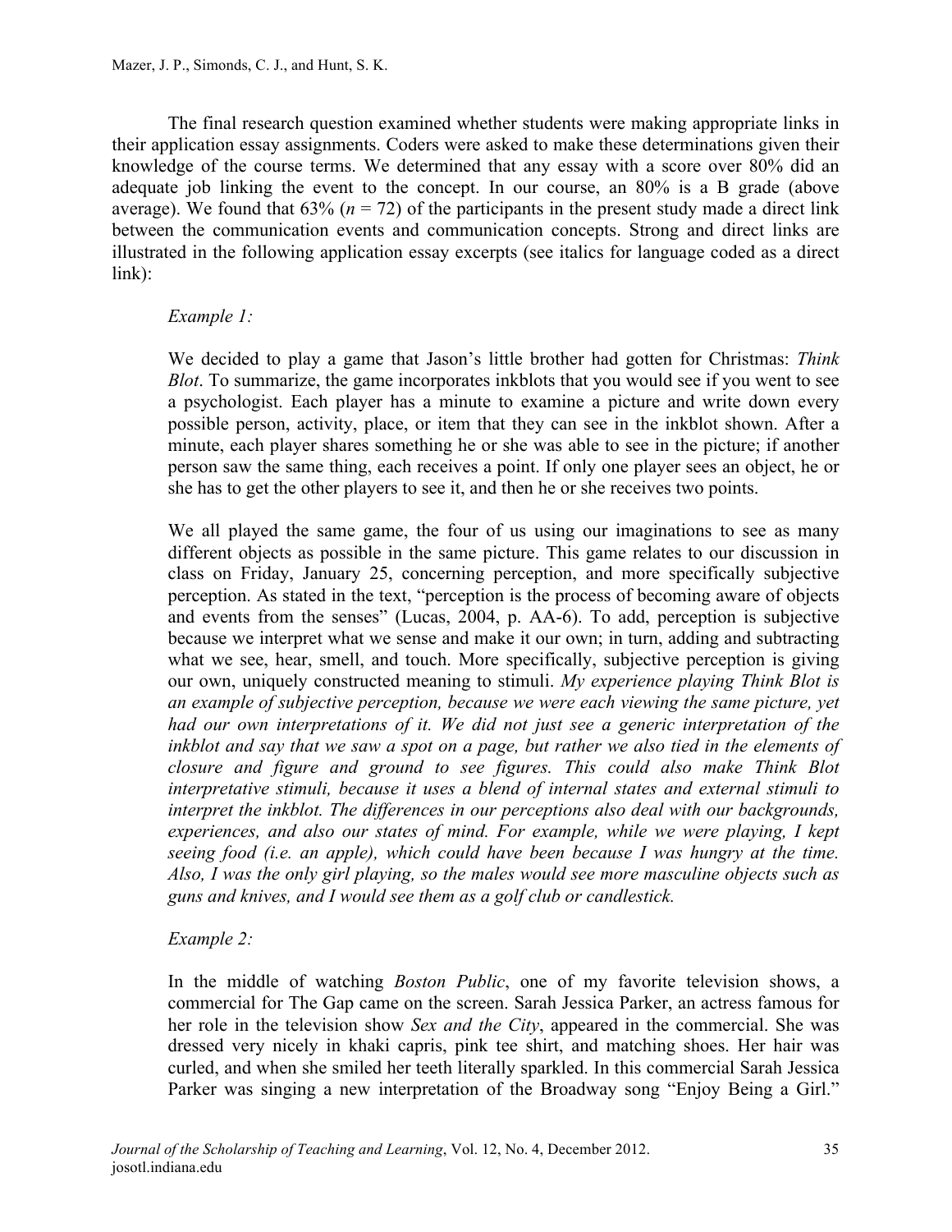The final research question examined whether students were making appropriate links in their application essay assignments. Coders were asked to make these determinations given their knowledge of the course terms. We determined that any essay with a score over 80% did an adequate job linking the event to the concept. In our course, an 80% is a B grade (above average). We found that 63% ($n = 72$) of the participants in the present study made a direct link between the communication events and communication concepts. Strong and direct links are illustrated in the following application essay excerpts (see italics for language coded as a direct link):

> *Example 1:*
>
> We decided to play a game that Jason's little brother had gotten for Christmas: *Think Blot*. To summarize, the game incorporates inkblots that you would see if you went to see a psychologist. Each player has a minute to examine a picture and write down every possible person, activity, place, or item that they can see in the inkblot shown. After a minute, each player shares something he or she was able to see in the picture; if another person saw the same thing, each receives a point. If only one player sees an object, he or she has to get the other players to see it, and then he or she receives two points.
>
> We all played the same game, the four of us using our imaginations to see as many different objects as possible in the same picture. This game relates to our discussion in class on Friday, January 25, concerning perception, and more specifically subjective perception. As stated in the text, "perception is the process of becoming aware of objects and events from the senses" (Lucas, 2004, p. AA-6). To add, perception is subjective because we interpret what we sense and make it our own; in turn, adding and subtracting what we see, hear, smell, and touch. More specifically, subjective perception is giving our own, uniquely constructed meaning to stimuli. *My experience playing Think Blot is an example of subjective perception, because we were each viewing the same picture, yet had our own interpretations of it. We did not just see a generic interpretation of the inkblot and say that we saw a spot on a page, but rather we also tied in the elements of closure and figure and ground to see figures. This could also make Think Blot interpretative stimuli, because it uses a blend of internal states and external stimuli to interpret the inkblot. The differences in our perceptions also deal with our backgrounds, experiences, and also our states of mind. For example, while we were playing, I kept seeing food (i.e. an apple), which could have been because I was hungry at the time. Also, I was the only girl playing, so the males would see more masculine objects such as guns and knives, and I would see them as a golf club or candlestick.*
>
> *Example 2:*
>
> In the middle of watching *Boston Public*, one of my favorite television shows, a commercial for The Gap came on the screen. Sarah Jessica Parker, an actress famous for her role in the television show *Sex and the City*, appeared in the commercial. She was dressed very nicely in khaki capris, pink tee shirt, and matching shoes. Her hair was curled, and when she smiled her teeth literally sparkled. In this commercial Sarah Jessica Parker was singing a new interpretation of the Broadway song "Enjoy Being a Girl."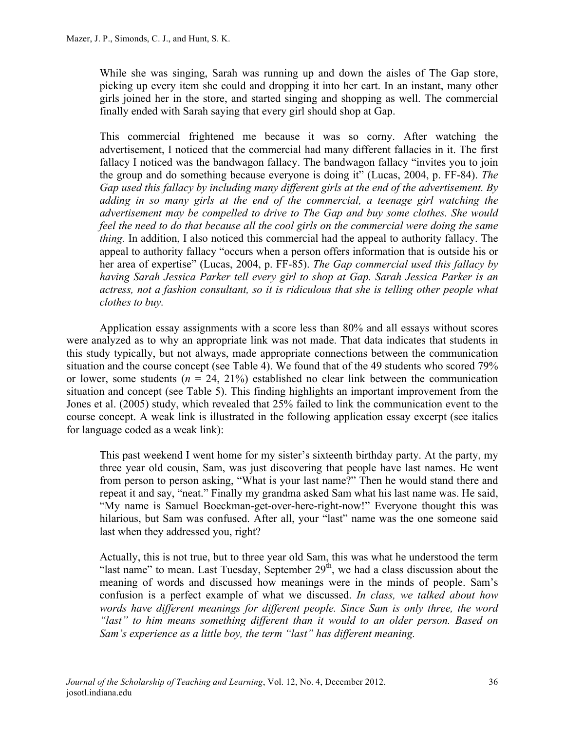> While she was singing, Sarah was running up and down the aisles of The Gap store, picking up every item she could and dropping it into her cart. In an instant, many other girls joined her in the store, and started singing and shopping as well. The commercial finally ended with Sarah saying that every girl should shop at Gap.
>
> This commercial frightened me because it was so corny. After watching the advertisement, I noticed that the commercial had many different fallacies in it. The first fallacy I noticed was the bandwagon fallacy. The bandwagon fallacy "invites you to join the group and do something because everyone is doing it" (Lucas, 2004, p. FF-84). *The Gap used this fallacy by including many different girls at the end of the advertisement. By adding in so many girls at the end of the commercial, a teenage girl watching the advertisement may be compelled to drive to The Gap and buy some clothes. She would feel the need to do that because all the cool girls on the commercial were doing the same thing.* In addition, I also noticed this commercial had the appeal to authority fallacy. The appeal to authority fallacy "occurs when a person offers information that is outside his or her area of expertise" (Lucas, 2004, p. FF-85). *The Gap commercial used this fallacy by having Sarah Jessica Parker tell every girl to shop at Gap. Sarah Jessica Parker is an actress, not a fashion consultant, so it is ridiculous that she is telling other people what clothes to buy.*

Application essay assignments with a score less than 80% and all essays without scores were analyzed as to why an appropriate link was not made. That data indicates that students in this study typically, but not always, made appropriate connections between the communication situation and the course concept (see Table 4). We found that of the 49 students who scored 79% or lower, some students (*n* = 24, 21%) established no clear link between the communication situation and concept (see Table 5). This finding highlights an important improvement from the Jones et al. (2005) study, which revealed that 25% failed to link the communication event to the course concept. A weak link is illustrated in the following application essay excerpt (see italics for language coded as a weak link):

> This past weekend I went home for my sister's sixteenth birthday party. At the party, my three year old cousin, Sam, was just discovering that people have last names. He went from person to person asking, "What is your last name?" Then he would stand there and repeat it and say, "neat." Finally my grandma asked Sam what his last name was. He said, "My name is Samuel Boeckman-get-over-here-right-now!" Everyone thought this was hilarious, but Sam was confused. After all, your "last" name was the one someone said last when they addressed you, right?
>
> Actually, this is not true, but to three year old Sam, this was what he understood the term "last name" to mean. Last Tuesday, September 29th, we had a class discussion about the meaning of words and discussed how meanings were in the minds of people. Sam's confusion is a perfect example of what we discussed. *In class, we talked about how words have different meanings for different people. Since Sam is only three, the word "last" to him means something different than it would to an older person. Based on Sam's experience as a little boy, the term "last" has different meaning.*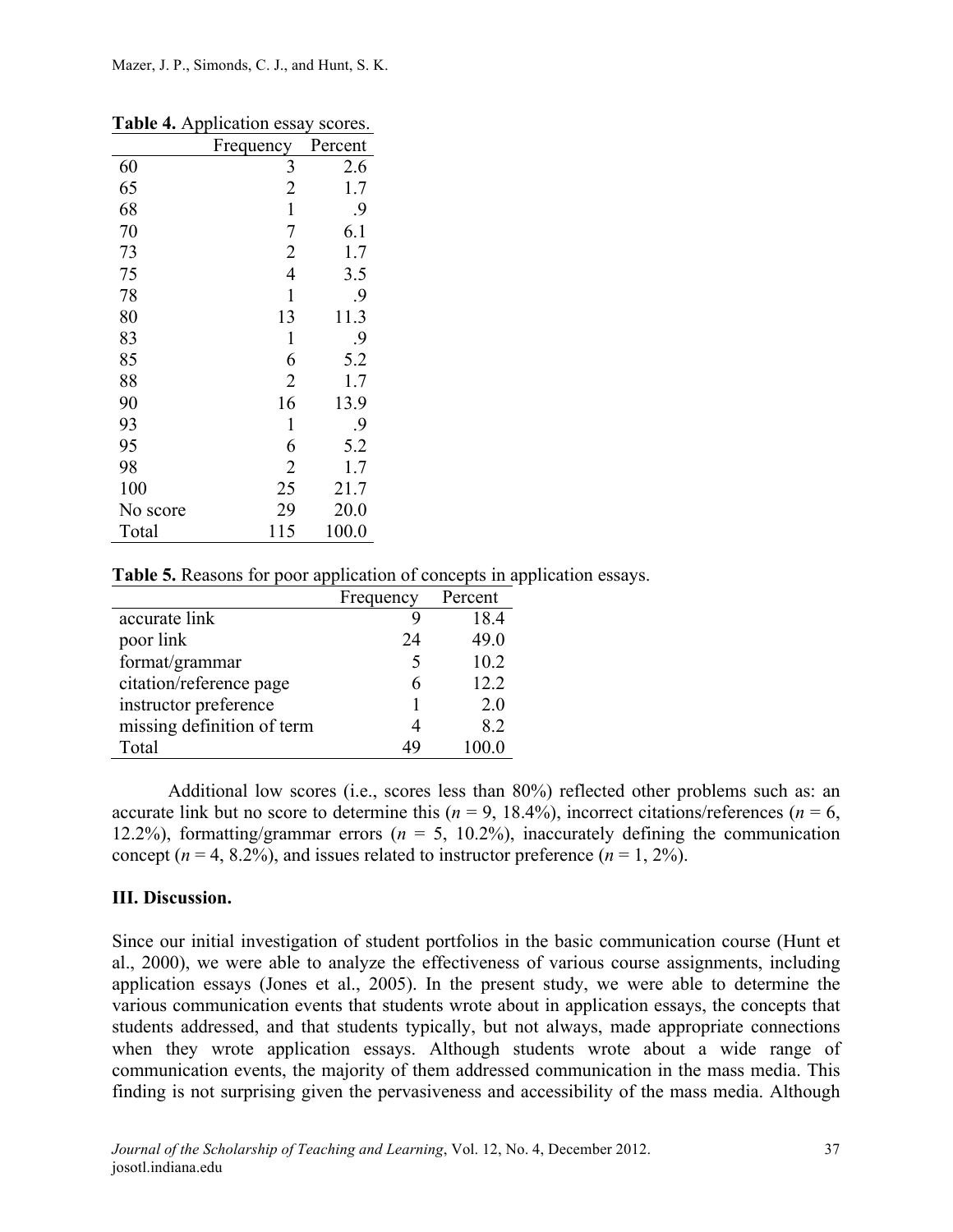**Table 4.** Application essay scores.

| | Frequency | Percent |
|---|---|---|
| 60 | 3 | 2.6 |
| 65 | 2 | 1.7 |
| 68 | 1 | .9 |
| 70 | 7 | 6.1 |
| 73 | 2 | 1.7 |
| 75 | 4 | 3.5 |
| 78 | 1 | .9 |
| 80 | 13 | 11.3 |
| 83 | 1 | .9 |
| 85 | 6 | 5.2 |
| 88 | 2 | 1.7 |
| 90 | 16 | 13.9 |
| 93 | 1 | .9 |
| 95 | 6 | 5.2 |
| 98 | 2 | 1.7 |
| 100 | 25 | 21.7 |
| No score | 29 | 20.0 |
| Total | 115 | 100.0 |

**Table 5.** Reasons for poor application of concepts in application essays.

| | Frequency | Percent |
|---|---|---|
| accurate link | 9 | 18.4 |
| poor link | 24 | 49.0 |
| format/grammar | 5 | 10.2 |
| citation/reference page | 6 | 12.2 |
| instructor preference | 1 | 2.0 |
| missing definition of term | 4 | 8.2 |
| Total | 49 | 100.0 |

Additional low scores (i.e., scores less than 80%) reflected other problems such as: an accurate link but no score to determine this ($n$ = 9, 18.4%), incorrect citations/references ($n$ = 6, 12.2%), formatting/grammar errors ($n$ = 5, 10.2%), inaccurately defining the communication concept ($n$ = 4, 8.2%), and issues related to instructor preference ($n$ = 1, 2%).

## III. Discussion.

Since our initial investigation of student portfolios in the basic communication course (Hunt et al., 2000), we were able to analyze the effectiveness of various course assignments, including application essays (Jones et al., 2005). In the present study, we were able to determine the various communication events that students wrote about in application essays, the concepts that students addressed, and that students typically, but not always, made appropriate connections when they wrote application essays. Although students wrote about a wide range of communication events, the majority of them addressed communication in the mass media. This finding is not surprising given the pervasiveness and accessibility of the mass media. Although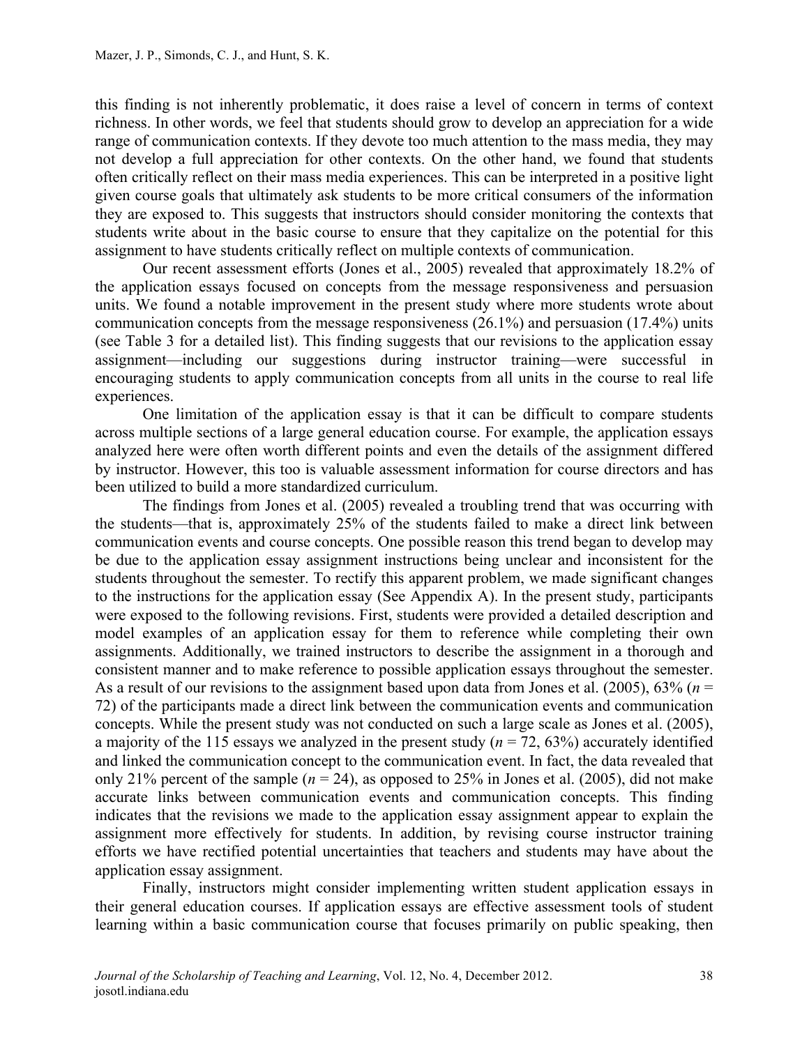this finding is not inherently problematic, it does raise a level of concern in terms of context richness. In other words, we feel that students should grow to develop an appreciation for a wide range of communication contexts. If they devote too much attention to the mass media, they may not develop a full appreciation for other contexts. On the other hand, we found that students often critically reflect on their mass media experiences. This can be interpreted in a positive light given course goals that ultimately ask students to be more critical consumers of the information they are exposed to. This suggests that instructors should consider monitoring the contexts that students write about in the basic course to ensure that they capitalize on the potential for this assignment to have students critically reflect on multiple contexts of communication.

Our recent assessment efforts (Jones et al., 2005) revealed that approximately 18.2% of the application essays focused on concepts from the message responsiveness and persuasion units. We found a notable improvement in the present study where more students wrote about communication concepts from the message responsiveness (26.1%) and persuasion (17.4%) units (see Table 3 for a detailed list). This finding suggests that our revisions to the application essay assignment—including our suggestions during instructor training—were successful in encouraging students to apply communication concepts from all units in the course to real life experiences.

One limitation of the application essay is that it can be difficult to compare students across multiple sections of a large general education course. For example, the application essays analyzed here were often worth different points and even the details of the assignment differed by instructor. However, this too is valuable assessment information for course directors and has been utilized to build a more standardized curriculum.

The findings from Jones et al. (2005) revealed a troubling trend that was occurring with the students—that is, approximately 25% of the students failed to make a direct link between communication events and course concepts. One possible reason this trend began to develop may be due to the application essay assignment instructions being unclear and inconsistent for the students throughout the semester. To rectify this apparent problem, we made significant changes to the instructions for the application essay (See Appendix A). In the present study, participants were exposed to the following revisions. First, students were provided a detailed description and model examples of an application essay for them to reference while completing their own assignments. Additionally, we trained instructors to describe the assignment in a thorough and consistent manner and to make reference to possible application essays throughout the semester. As a result of our revisions to the assignment based upon data from Jones et al. (2005), 63% ($n$ = 72) of the participants made a direct link between the communication events and communication concepts. While the present study was not conducted on such a large scale as Jones et al. (2005), a majority of the 115 essays we analyzed in the present study ($n$ = 72, 63%) accurately identified and linked the communication concept to the communication event. In fact, the data revealed that only 21% percent of the sample ($n$ = 24), as opposed to 25% in Jones et al. (2005), did not make accurate links between communication events and communication concepts. This finding indicates that the revisions we made to the application essay assignment appear to explain the assignment more effectively for students. In addition, by revising course instructor training efforts we have rectified potential uncertainties that teachers and students may have about the application essay assignment.

Finally, instructors might consider implementing written student application essays in their general education courses. If application essays are effective assessment tools of student learning within a basic communication course that focuses primarily on public speaking, then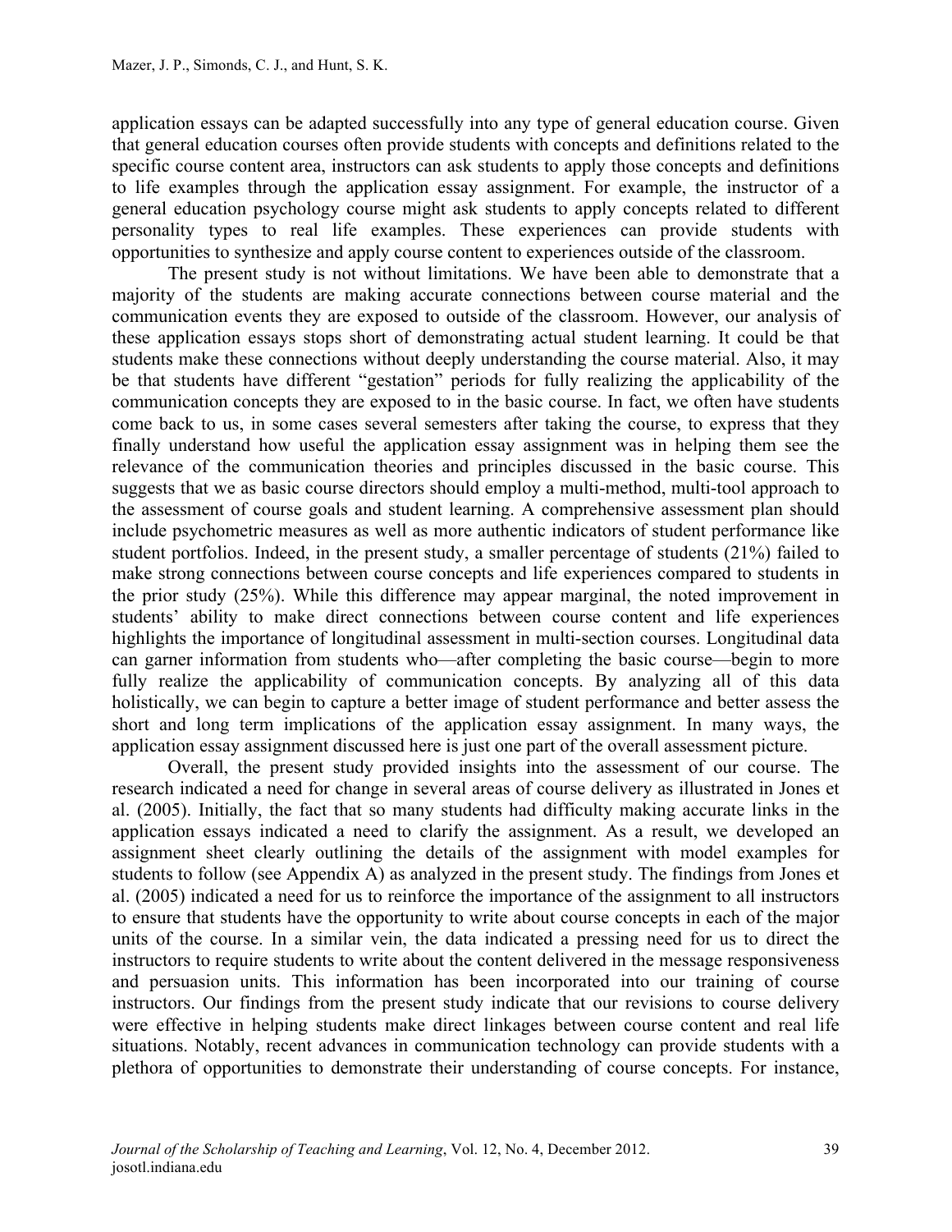application essays can be adapted successfully into any type of general education course. Given that general education courses often provide students with concepts and definitions related to the specific course content area, instructors can ask students to apply those concepts and definitions to life examples through the application essay assignment. For example, the instructor of a general education psychology course might ask students to apply concepts related to different personality types to real life examples. These experiences can provide students with opportunities to synthesize and apply course content to experiences outside of the classroom.

The present study is not without limitations. We have been able to demonstrate that a majority of the students are making accurate connections between course material and the communication events they are exposed to outside of the classroom. However, our analysis of these application essays stops short of demonstrating actual student learning. It could be that students make these connections without deeply understanding the course material. Also, it may be that students have different "gestation" periods for fully realizing the applicability of the communication concepts they are exposed to in the basic course. In fact, we often have students come back to us, in some cases several semesters after taking the course, to express that they finally understand how useful the application essay assignment was in helping them see the relevance of the communication theories and principles discussed in the basic course. This suggests that we as basic course directors should employ a multi-method, multi-tool approach to the assessment of course goals and student learning. A comprehensive assessment plan should include psychometric measures as well as more authentic indicators of student performance like student portfolios. Indeed, in the present study, a smaller percentage of students (21%) failed to make strong connections between course concepts and life experiences compared to students in the prior study (25%). While this difference may appear marginal, the noted improvement in students' ability to make direct connections between course content and life experiences highlights the importance of longitudinal assessment in multi-section courses. Longitudinal data can garner information from students who—after completing the basic course—begin to more fully realize the applicability of communication concepts. By analyzing all of this data holistically, we can begin to capture a better image of student performance and better assess the short and long term implications of the application essay assignment. In many ways, the application essay assignment discussed here is just one part of the overall assessment picture.

Overall, the present study provided insights into the assessment of our course. The research indicated a need for change in several areas of course delivery as illustrated in Jones et al. (2005). Initially, the fact that so many students had difficulty making accurate links in the application essays indicated a need to clarify the assignment. As a result, we developed an assignment sheet clearly outlining the details of the assignment with model examples for students to follow (see Appendix A) as analyzed in the present study. The findings from Jones et al. (2005) indicated a need for us to reinforce the importance of the assignment to all instructors to ensure that students have the opportunity to write about course concepts in each of the major units of the course. In a similar vein, the data indicated a pressing need for us to direct the instructors to require students to write about the content delivered in the message responsiveness and persuasion units. This information has been incorporated into our training of course instructors. Our findings from the present study indicate that our revisions to course delivery were effective in helping students make direct linkages between course content and real life situations. Notably, recent advances in communication technology can provide students with a plethora of opportunities to demonstrate their understanding of course concepts. For instance,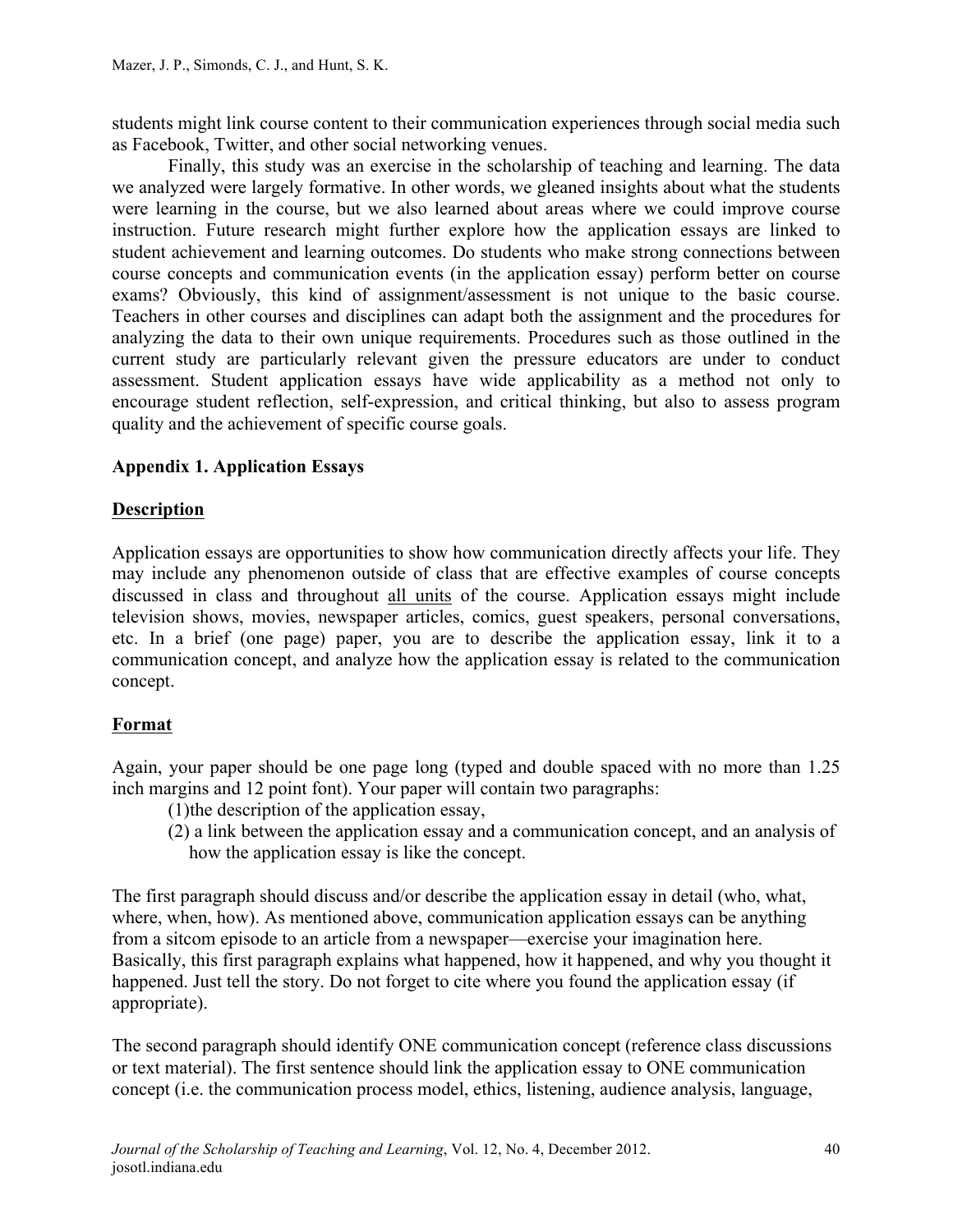students might link course content to their communication experiences through social media such as Facebook, Twitter, and other social networking venues.

Finally, this study was an exercise in the scholarship of teaching and learning. The data we analyzed were largely formative. In other words, we gleaned insights about what the students were learning in the course, but we also learned about areas where we could improve course instruction. Future research might further explore how the application essays are linked to student achievement and learning outcomes. Do students who make strong connections between course concepts and communication events (in the application essay) perform better on course exams? Obviously, this kind of assignment/assessment is not unique to the basic course. Teachers in other courses and disciplines can adapt both the assignment and the procedures for analyzing the data to their own unique requirements. Procedures such as those outlined in the current study are particularly relevant given the pressure educators are under to conduct assessment. Student application essays have wide applicability as a method not only to encourage student reflection, self-expression, and critical thinking, but also to assess program quality and the achievement of specific course goals.

## Appendix 1. Application Essays

### Description

Application essays are opportunities to show how communication directly affects your life. They may include any phenomenon outside of class that are effective examples of course concepts discussed in class and throughout all units of the course. Application essays might include television shows, movies, newspaper articles, comics, guest speakers, personal conversations, etc. In a brief (one page) paper, you are to describe the application essay, link it to a communication concept, and analyze how the application essay is related to the communication concept.

### Format

Again, your paper should be one page long (typed and double spaced with no more than 1.25 inch margins and 12 point font). Your paper will contain two paragraphs:

(1)the description of the application essay,

(2) a link between the application essay and a communication concept, and an analysis of how the application essay is like the concept.

The first paragraph should discuss and/or describe the application essay in detail (who, what, where, when, how). As mentioned above, communication application essays can be anything from a sitcom episode to an article from a newspaper—exercise your imagination here. Basically, this first paragraph explains what happened, how it happened, and why you thought it happened. Just tell the story. Do not forget to cite where you found the application essay (if appropriate).

The second paragraph should identify ONE communication concept (reference class discussions or text material). The first sentence should link the application essay to ONE communication concept (i.e. the communication process model, ethics, listening, audience analysis, language,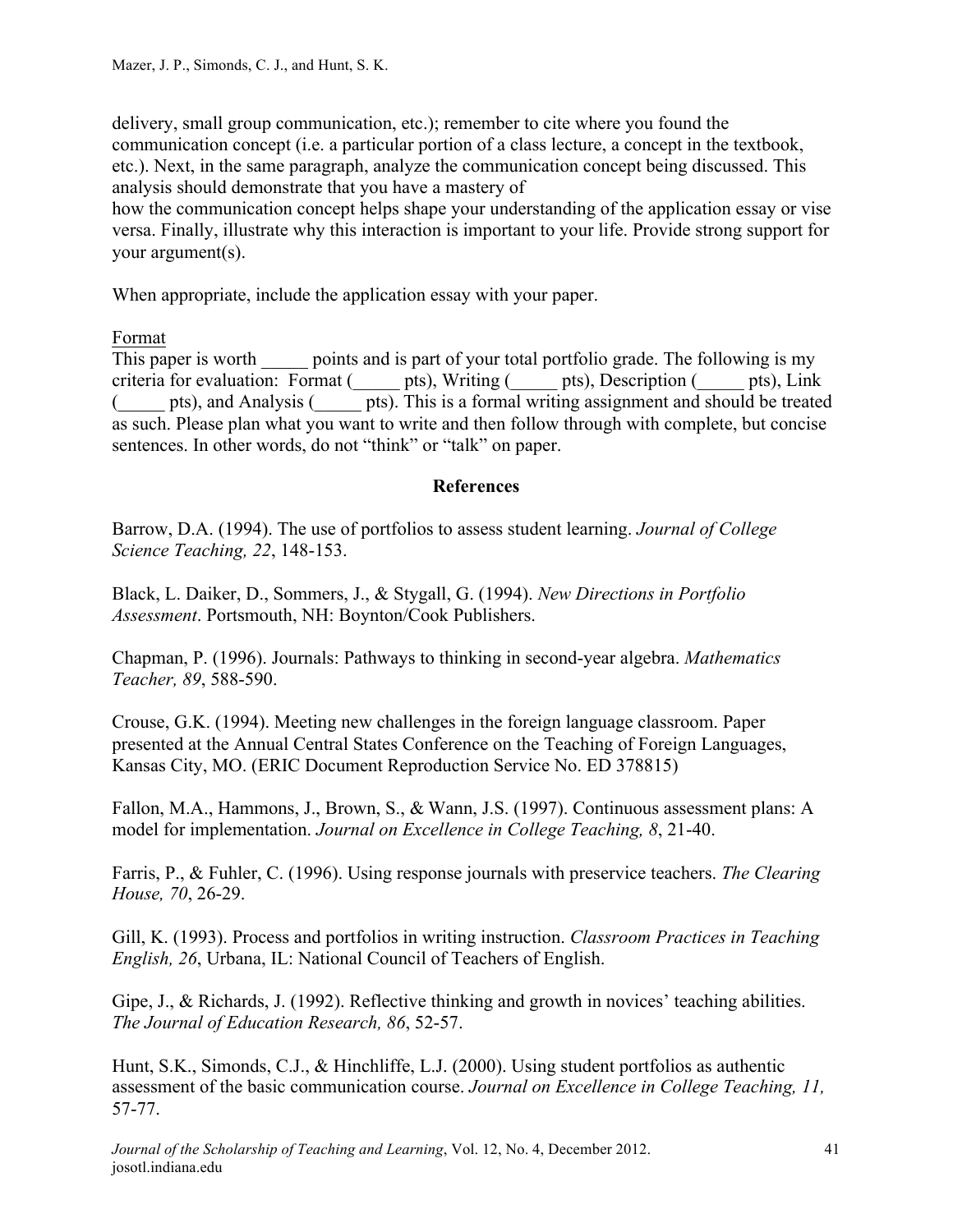delivery, small group communication, etc.); remember to cite where you found the communication concept (i.e. a particular portion of a class lecture, a concept in the textbook, etc.). Next, in the same paragraph, analyze the communication concept being discussed. This analysis should demonstrate that you have a mastery of how the communication concept helps shape your understanding of the application essay or vise versa. Finally, illustrate why this interaction is important to your life. Provide strong support for your argument(s).

When appropriate, include the application essay with your paper.

Format

This paper is worth _____ points and is part of your total portfolio grade. The following is my criteria for evaluation: Format (_____ pts), Writing (_____ pts), Description (_____ pts), Link (_____ pts), and Analysis (_____ pts). This is a formal writing assignment and should be treated as such. Please plan what you want to write and then follow through with complete, but concise sentences. In other words, do not "think" or "talk" on paper.

## References

Barrow, D.A. (1994). The use of portfolios to assess student learning. *Journal of College Science Teaching, 22*, 148-153.

Black, L. Daiker, D., Sommers, J., & Stygall, G. (1994). *New Directions in Portfolio Assessment*. Portsmouth, NH: Boynton/Cook Publishers.

Chapman, P. (1996). Journals: Pathways to thinking in second-year algebra. *Mathematics Teacher, 89*, 588-590.

Crouse, G.K. (1994). Meeting new challenges in the foreign language classroom. Paper presented at the Annual Central States Conference on the Teaching of Foreign Languages, Kansas City, MO. (ERIC Document Reproduction Service No. ED 378815)

Fallon, M.A., Hammons, J., Brown, S., & Wann, J.S. (1997). Continuous assessment plans: A model for implementation. *Journal on Excellence in College Teaching, 8*, 21-40.

Farris, P., & Fuhler, C. (1996). Using response journals with preservice teachers. *The Clearing House, 70*, 26-29.

Gill, K. (1993). Process and portfolios in writing instruction. *Classroom Practices in Teaching English, 26*, Urbana, IL: National Council of Teachers of English.

Gipe, J., & Richards, J. (1992). Reflective thinking and growth in novices' teaching abilities. *The Journal of Education Research, 86*, 52-57.

Hunt, S.K., Simonds, C.J., & Hinchliffe, L.J. (2000). Using student portfolios as authentic assessment of the basic communication course. *Journal on Excellence in College Teaching, 11,* 57-77.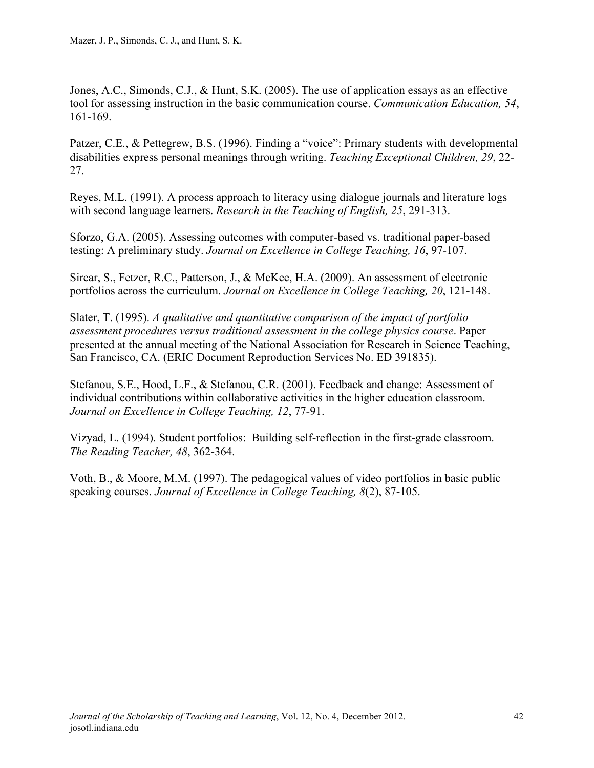Jones, A.C., Simonds, C.J., & Hunt, S.K. (2005). The use of application essays as an effective tool for assessing instruction in the basic communication course. *Communication Education, 54*, 161-169.

Patzer, C.E., & Pettegrew, B.S. (1996). Finding a "voice": Primary students with developmental disabilities express personal meanings through writing. *Teaching Exceptional Children, 29*, 22-27.

Reyes, M.L. (1991). A process approach to literacy using dialogue journals and literature logs with second language learners. *Research in the Teaching of English, 25*, 291-313.

Sforzo, G.A. (2005). Assessing outcomes with computer-based vs. traditional paper-based testing: A preliminary study. *Journal on Excellence in College Teaching, 16*, 97-107.

Sircar, S., Fetzer, R.C., Patterson, J., & McKee, H.A. (2009). An assessment of electronic portfolios across the curriculum. *Journal on Excellence in College Teaching, 20*, 121-148.

Slater, T. (1995). *A qualitative and quantitative comparison of the impact of portfolio assessment procedures versus traditional assessment in the college physics course*. Paper presented at the annual meeting of the National Association for Research in Science Teaching, San Francisco, CA. (ERIC Document Reproduction Services No. ED 391835).

Stefanou, S.E., Hood, L.F., & Stefanou, C.R. (2001). Feedback and change: Assessment of individual contributions within collaborative activities in the higher education classroom. *Journal on Excellence in College Teaching, 12*, 77-91.

Vizyad, L. (1994). Student portfolios: Building self-reflection in the first-grade classroom. *The Reading Teacher, 48*, 362-364.

Voth, B., & Moore, M.M. (1997). The pedagogical values of video portfolios in basic public speaking courses. *Journal of Excellence in College Teaching, 8*(2), 87-105.